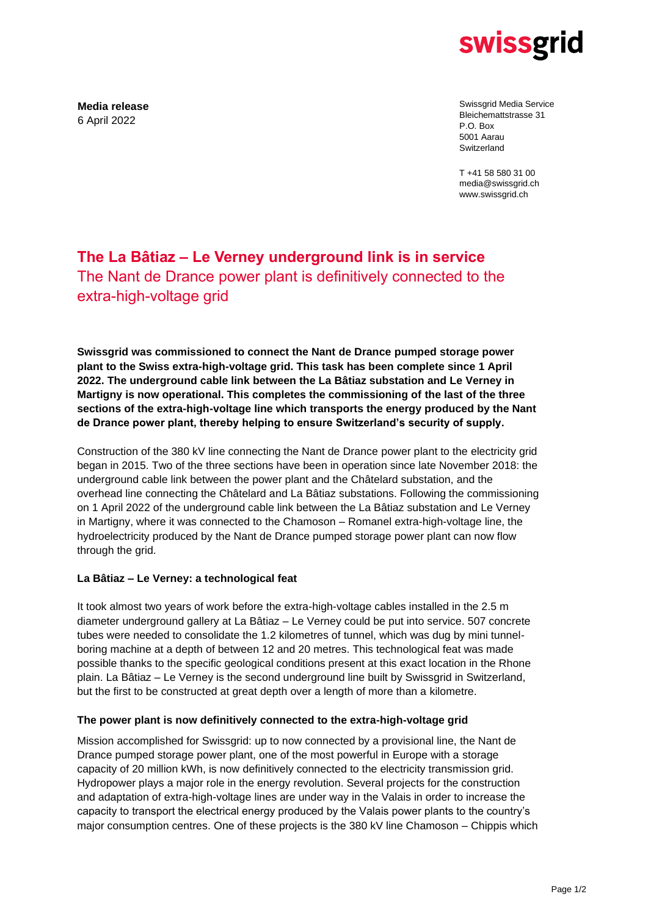**Media release**
6 April 2022

Swissgrid Media Service
Bleichemattstrasse 31
P.O. Box
5001 Aarau
Switzerland

T +41 58 580 31 00
media@swissgrid.ch
www.swissgrid.ch

# The La Bâtiaz – Le Verney underground link is in service

## The Nant de Drance power plant is definitively connected to the extra-high-voltage grid

**Swissgrid was commissioned to connect the Nant de Drance pumped storage power plant to the Swiss extra-high-voltage grid. This task has been complete since 1 April 2022. The underground cable link between the La Bâtiaz substation and Le Verney in Martigny is now operational. This completes the commissioning of the last of the three sections of the extra-high-voltage line which transports the energy produced by the Nant de Drance power plant, thereby helping to ensure Switzerland's security of supply.**

Construction of the 380 kV line connecting the Nant de Drance power plant to the electricity grid began in 2015. Two of the three sections have been in operation since late November 2018: the underground cable link between the power plant and the Châtelard substation, and the overhead line connecting the Châtelard and La Bâtiaz substations. Following the commissioning on 1 April 2022 of the underground cable link between the La Bâtiaz substation and Le Verney in Martigny, where it was connected to the Chamoson – Romanel extra-high-voltage line, the hydroelectricity produced by the Nant de Drance pumped storage power plant can now flow through the grid.

### La Bâtiaz – Le Verney: a technological feat

It took almost two years of work before the extra-high-voltage cables installed in the 2.5 m diameter underground gallery at La Bâtiaz – Le Verney could be put into service. 507 concrete tubes were needed to consolidate the 1.2 kilometres of tunnel, which was dug by mini tunnel-boring machine at a depth of between 12 and 20 metres. This technological feat was made possible thanks to the specific geological conditions present at this exact location in the Rhone plain. La Bâtiaz – Le Verney is the second underground line built by Swissgrid in Switzerland, but the first to be constructed at great depth over a length of more than a kilometre.

### The power plant is now definitively connected to the extra-high-voltage grid

Mission accomplished for Swissgrid: up to now connected by a provisional line, the Nant de Drance pumped storage power plant, one of the most powerful in Europe with a storage capacity of 20 million kWh, is now definitively connected to the electricity transmission grid. Hydropower plays a major role in the energy revolution. Several projects for the construction and adaptation of extra-high-voltage lines are under way in the Valais in order to increase the capacity to transport the electrical energy produced by the Valais power plants to the country's major consumption centres. One of these projects is the 380 kV line Chamoson – Chippis which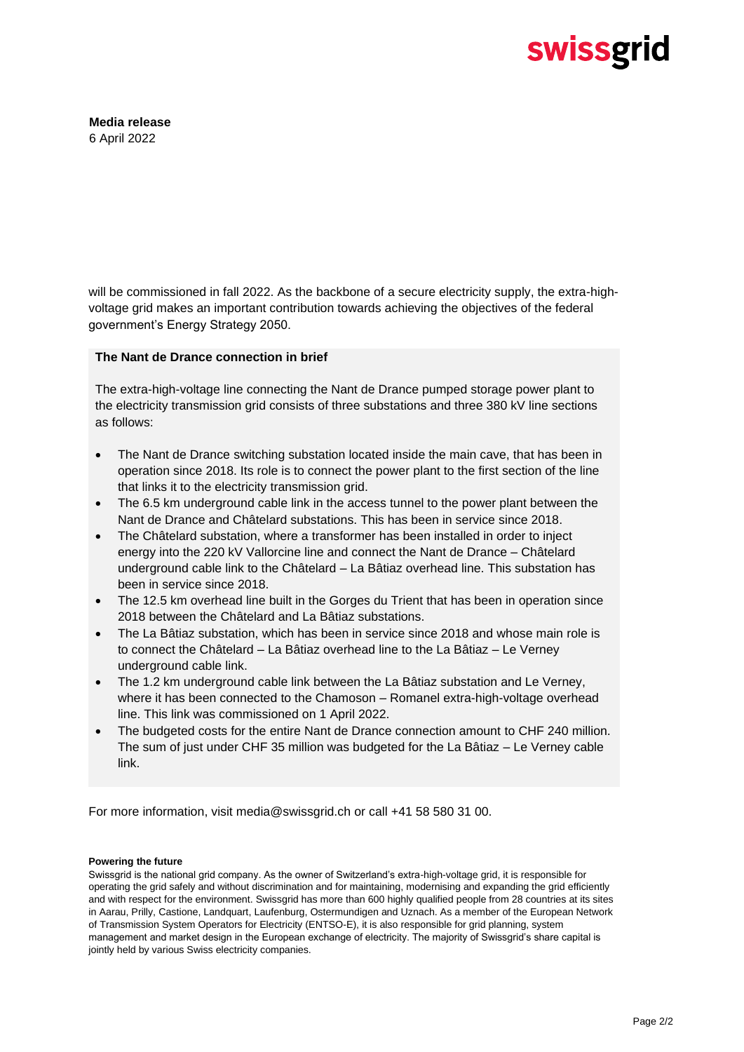**Media release**
6 April 2022

will be commissioned in fall 2022. As the backbone of a secure electricity supply, the extra-high-voltage grid makes an important contribution towards achieving the objectives of the federal government's Energy Strategy 2050.

**The Nant de Drance connection in brief**

The extra-high-voltage line connecting the Nant de Drance pumped storage power plant to the electricity transmission grid consists of three substations and three 380 kV line sections as follows:

- The Nant de Drance switching substation located inside the main cave, that has been in operation since 2018. Its role is to connect the power plant to the first section of the line that links it to the electricity transmission grid.
- The 6.5 km underground cable link in the access tunnel to the power plant between the Nant de Drance and Châtelard substations. This has been in service since 2018.
- The Châtelard substation, where a transformer has been installed in order to inject energy into the 220 kV Vallorcine line and connect the Nant de Drance – Châtelard underground cable link to the Châtelard – La Bâtiaz overhead line. This substation has been in service since 2018.
- The 12.5 km overhead line built in the Gorges du Trient that has been in operation since 2018 between the Châtelard and La Bâtiaz substations.
- The La Bâtiaz substation, which has been in service since 2018 and whose main role is to connect the Châtelard – La Bâtiaz overhead line to the La Bâtiaz – Le Verney underground cable link.
- The 1.2 km underground cable link between the La Bâtiaz substation and Le Verney, where it has been connected to the Chamoson – Romanel extra-high-voltage overhead line. This link was commissioned on 1 April 2022.
- The budgeted costs for the entire Nant de Drance connection amount to CHF 240 million. The sum of just under CHF 35 million was budgeted for the La Bâtiaz – Le Verney cable link.

For more information, visit media@swissgrid.ch or call +41 58 580 31 00.

**Powering the future**

Swissgrid is the national grid company. As the owner of Switzerland's extra-high-voltage grid, it is responsible for operating the grid safely and without discrimination and for maintaining, modernising and expanding the grid efficiently and with respect for the environment. Swissgrid has more than 600 highly qualified people from 28 countries at its sites in Aarau, Prilly, Castione, Landquart, Laufenburg, Ostermundigen and Uznach. As a member of the European Network of Transmission System Operators for Electricity (ENTSO-E), it is also responsible for grid planning, system management and market design in the European exchange of electricity. The majority of Swissgrid's share capital is jointly held by various Swiss electricity companies.